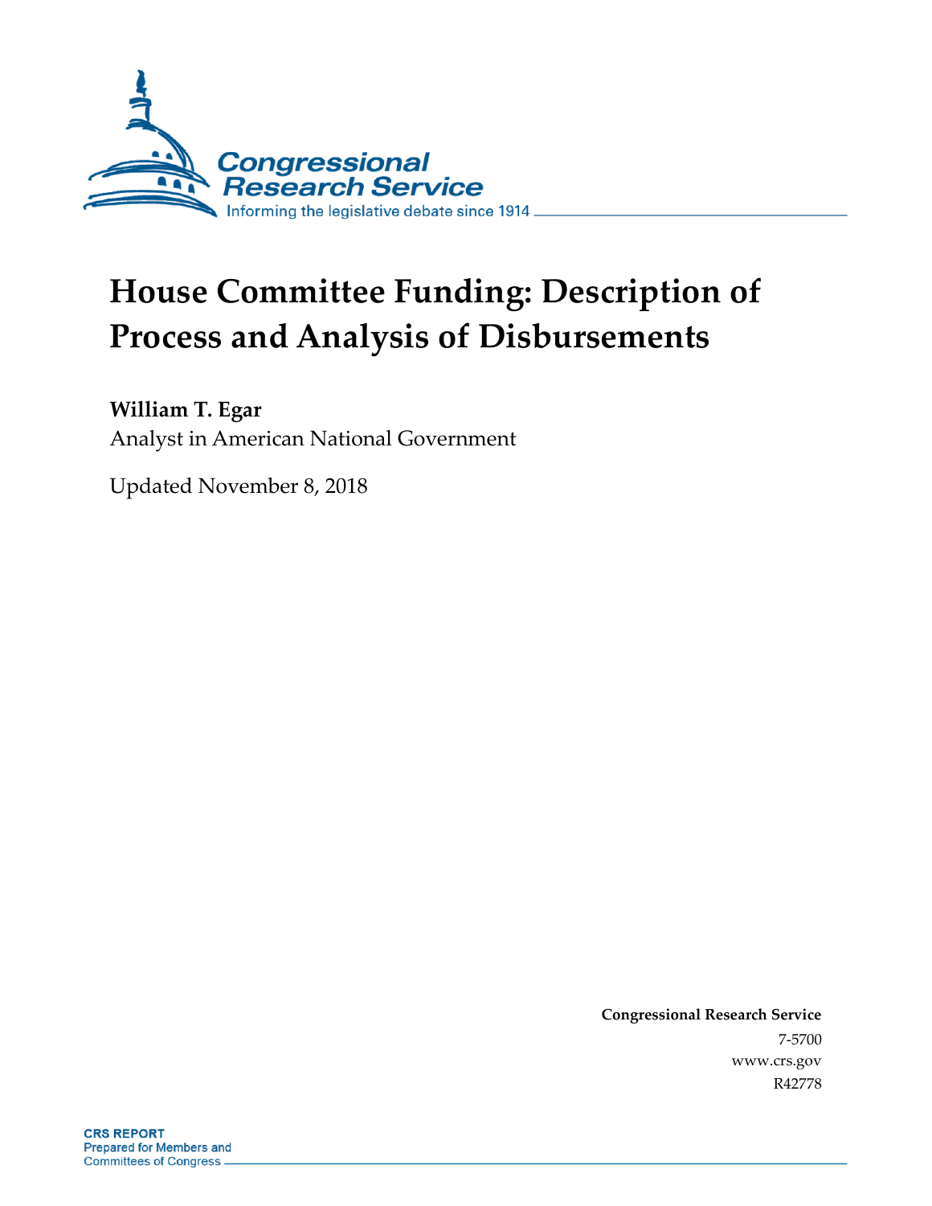Congressional Research Service

Informing the legislative debate since 1914

# House Committee Funding: Description of Process and Analysis of Disbursements

**William T. Egar**

Analyst in American National Government

Updated November 8, 2018

**Congressional Research Service**

7-5700

www.crs.gov

R42778

**CRS REPORT**

Prepared for Members and Committees of Congress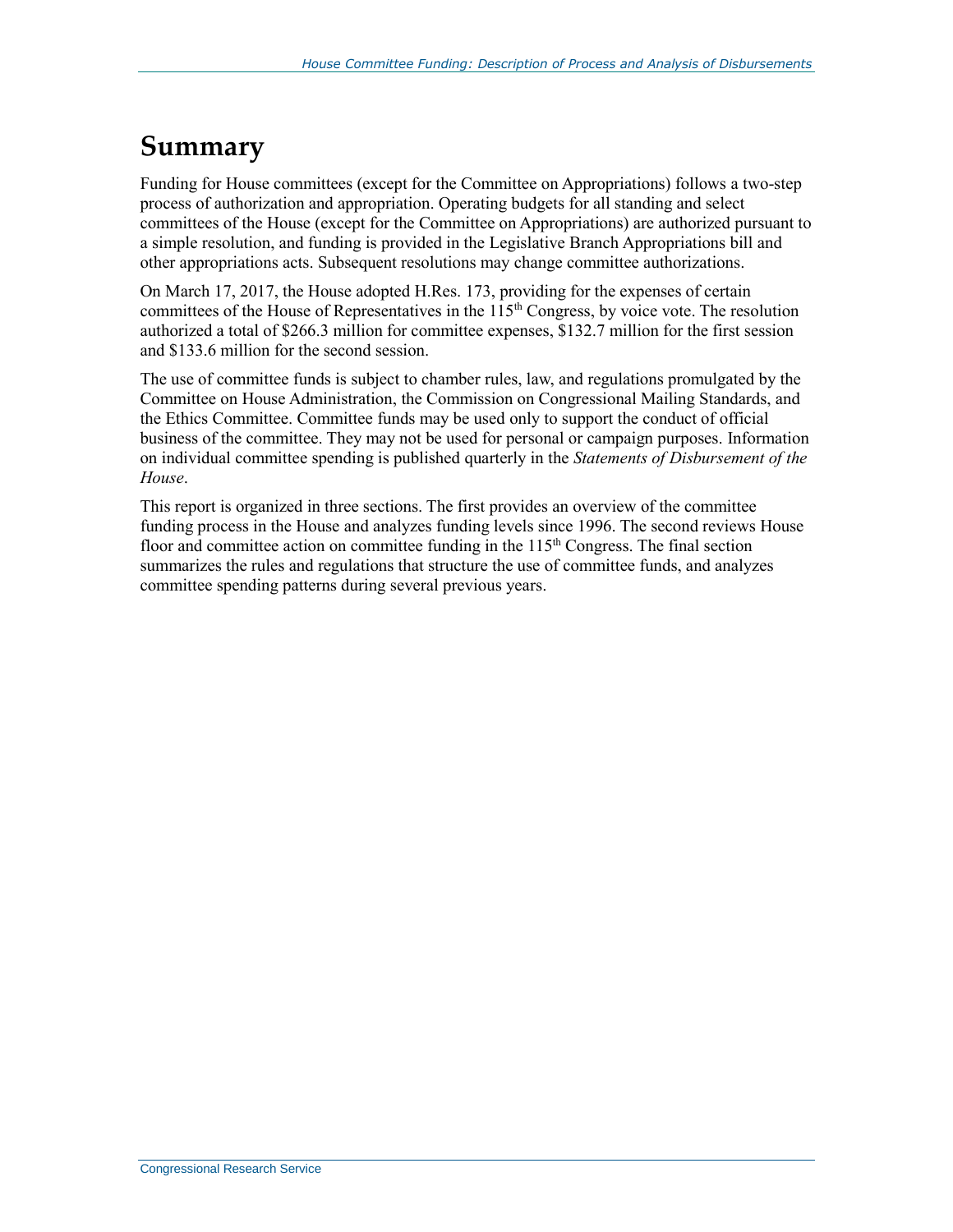# Summary

Funding for House committees (except for the Committee on Appropriations) follows a two-step process of authorization and appropriation. Operating budgets for all standing and select committees of the House (except for the Committee on Appropriations) are authorized pursuant to a simple resolution, and funding is provided in the Legislative Branch Appropriations bill and other appropriations acts. Subsequent resolutions may change committee authorizations.

On March 17, 2017, the House adopted H.Res. 173, providing for the expenses of certain committees of the House of Representatives in the 115th Congress, by voice vote. The resolution authorized a total of $266.3 million for committee expenses, $132.7 million for the first session and $133.6 million for the second session.

The use of committee funds is subject to chamber rules, law, and regulations promulgated by the Committee on House Administration, the Commission on Congressional Mailing Standards, and the Ethics Committee. Committee funds may be used only to support the conduct of official business of the committee. They may not be used for personal or campaign purposes. Information on individual committee spending is published quarterly in the *Statements of Disbursement of the House*.

This report is organized in three sections. The first provides an overview of the committee funding process in the House and analyzes funding levels since 1996. The second reviews House floor and committee action on committee funding in the 115th Congress. The final section summarizes the rules and regulations that structure the use of committee funds, and analyzes committee spending patterns during several previous years.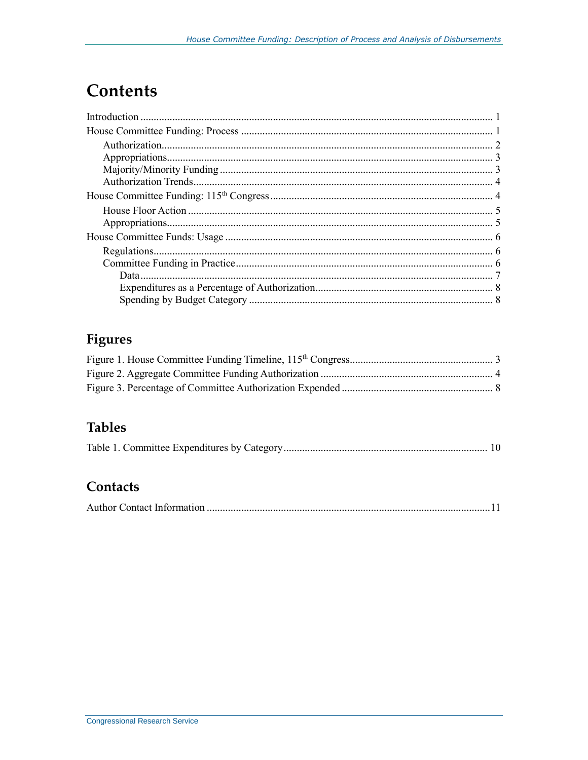# Contents

Introduction ..................................................................................................................... 1
House Committee Funding: Process ............................................................................... 1
    Authorization............................................................................................................. 2
    Appropriations........................................................................................................... 3
    Majority/Minority Funding ....................................................................................... 3
    Authorization Trends................................................................................................. 4
House Committee Funding: 115th Congress ..................................................................... 4
    House Floor Action .................................................................................................... 5
    Appropriations............................................................................................................ 5
House Committee Funds: Usage ...................................................................................... 6
    Regulations................................................................................................................. 6
    Committee Funding in Practice.................................................................................. 6
        Data ..................................................................................................................... 7
        Expenditures as a Percentage of Authorization.................................................... 8
        Spending by Budget Category ............................................................................. 8

## Figures

Figure 1. House Committee Funding Timeline, 115th Congress....................................................... 3
Figure 2. Aggregate Committee Funding Authorization ................................................................. 4
Figure 3. Percentage of Committee Authorization Expended ......................................................... 8

## Tables

Table 1. Committee Expenditures by Category ............................................................................. 10

## Contacts

Author Contact Information ...........................................................................................................11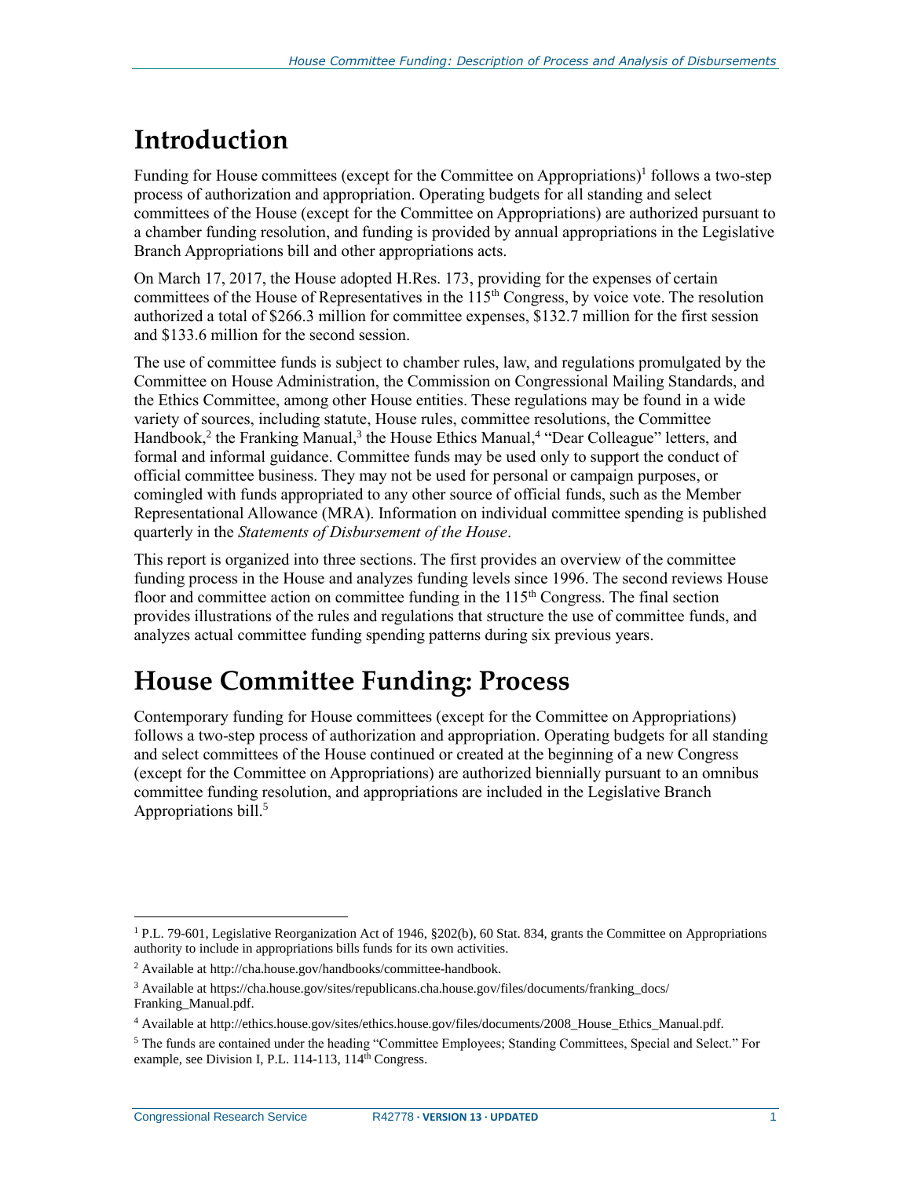# Introduction

Funding for House committees (except for the Committee on Appropriations)[1] follows a two-step process of authorization and appropriation. Operating budgets for all standing and select committees of the House (except for the Committee on Appropriations) are authorized pursuant to a chamber funding resolution, and funding is provided by annual appropriations in the Legislative Branch Appropriations bill and other appropriations acts.

On March 17, 2017, the House adopted H.Res. 173, providing for the expenses of certain committees of the House of Representatives in the 115th Congress, by voice vote. The resolution authorized a total of $266.3 million for committee expenses, $132.7 million for the first session and $133.6 million for the second session.

The use of committee funds is subject to chamber rules, law, and regulations promulgated by the Committee on House Administration, the Commission on Congressional Mailing Standards, and the Ethics Committee, among other House entities. These regulations may be found in a wide variety of sources, including statute, House rules, committee resolutions, the Committee Handbook,[2] the Franking Manual,[3] the House Ethics Manual,[4] "Dear Colleague" letters, and formal and informal guidance. Committee funds may be used only to support the conduct of official committee business. They may not be used for personal or campaign purposes, or comingled with funds appropriated to any other source of official funds, such as the Member Representational Allowance (MRA). Information on individual committee spending is published quarterly in the *Statements of Disbursement of the House*.

This report is organized into three sections. The first provides an overview of the committee funding process in the House and analyzes funding levels since 1996. The second reviews House floor and committee action on committee funding in the 115th Congress. The final section provides illustrations of the rules and regulations that structure the use of committee funds, and analyzes actual committee funding spending patterns during six previous years.

# House Committee Funding: Process

Contemporary funding for House committees (except for the Committee on Appropriations) follows a two-step process of authorization and appropriation. Operating budgets for all standing and select committees of the House continued or created at the beginning of a new Congress (except for the Committee on Appropriations) are authorized biennially pursuant to an omnibus committee funding resolution, and appropriations are included in the Legislative Branch Appropriations bill.[5]

---

[1] P.L. 79-601, Legislative Reorganization Act of 1946, §202(b), 60 Stat. 834, grants the Committee on Appropriations authority to include in appropriations bills funds for its own activities.

[2] Available at http://cha.house.gov/handbooks/committee-handbook.

[3] Available at https://cha.house.gov/sites/republicans.cha.house.gov/files/documents/franking_docs/Franking_Manual.pdf.

[4] Available at http://ethics.house.gov/sites/ethics.house.gov/files/documents/2008_House_Ethics_Manual.pdf.

[5] The funds are contained under the heading "Committee Employees; Standing Committees, Special and Select." For example, see Division I, P.L. 114-113, 114th Congress.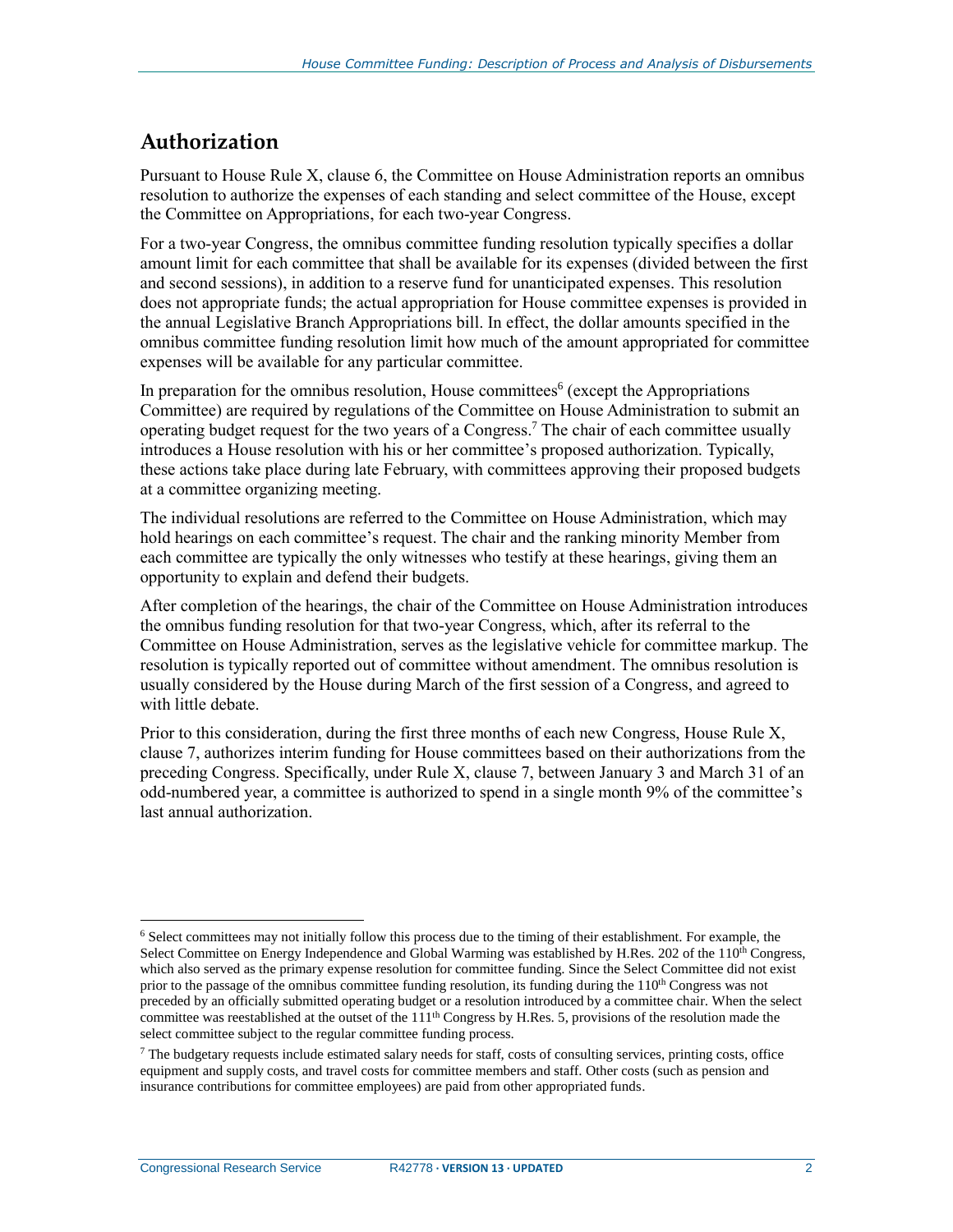## Authorization

Pursuant to House Rule X, clause 6, the Committee on House Administration reports an omnibus resolution to authorize the expenses of each standing and select committee of the House, except the Committee on Appropriations, for each two-year Congress.

For a two-year Congress, the omnibus committee funding resolution typically specifies a dollar amount limit for each committee that shall be available for its expenses (divided between the first and second sessions), in addition to a reserve fund for unanticipated expenses. This resolution does not appropriate funds; the actual appropriation for House committee expenses is provided in the annual Legislative Branch Appropriations bill. In effect, the dollar amounts specified in the omnibus committee funding resolution limit how much of the amount appropriated for committee expenses will be available for any particular committee.

In preparation for the omnibus resolution, House committees[6] (except the Appropriations Committee) are required by regulations of the Committee on House Administration to submit an operating budget request for the two years of a Congress.[7] The chair of each committee usually introduces a House resolution with his or her committee's proposed authorization. Typically, these actions take place during late February, with committees approving their proposed budgets at a committee organizing meeting.

The individual resolutions are referred to the Committee on House Administration, which may hold hearings on each committee's request. The chair and the ranking minority Member from each committee are typically the only witnesses who testify at these hearings, giving them an opportunity to explain and defend their budgets.

After completion of the hearings, the chair of the Committee on House Administration introduces the omnibus funding resolution for that two-year Congress, which, after its referral to the Committee on House Administration, serves as the legislative vehicle for committee markup. The resolution is typically reported out of committee without amendment. The omnibus resolution is usually considered by the House during March of the first session of a Congress, and agreed to with little debate.

Prior to this consideration, during the first three months of each new Congress, House Rule X, clause 7, authorizes interim funding for House committees based on their authorizations from the preceding Congress. Specifically, under Rule X, clause 7, between January 3 and March 31 of an odd-numbered year, a committee is authorized to spend in a single month 9% of the committee's last annual authorization.

---

[6] Select committees may not initially follow this process due to the timing of their establishment. For example, the Select Committee on Energy Independence and Global Warming was established by H.Res. 202 of the 110th Congress, which also served as the primary expense resolution for committee funding. Since the Select Committee did not exist prior to the passage of the omnibus committee funding resolution, its funding during the 110th Congress was not preceded by an officially submitted operating budget or a resolution introduced by a committee chair. When the select committee was reestablished at the outset of the 111th Congress by H.Res. 5, provisions of the resolution made the select committee subject to the regular committee funding process.

[7] The budgetary requests include estimated salary needs for staff, costs of consulting services, printing costs, office equipment and supply costs, and travel costs for committee members and staff. Other costs (such as pension and insurance contributions for committee employees) are paid from other appropriated funds.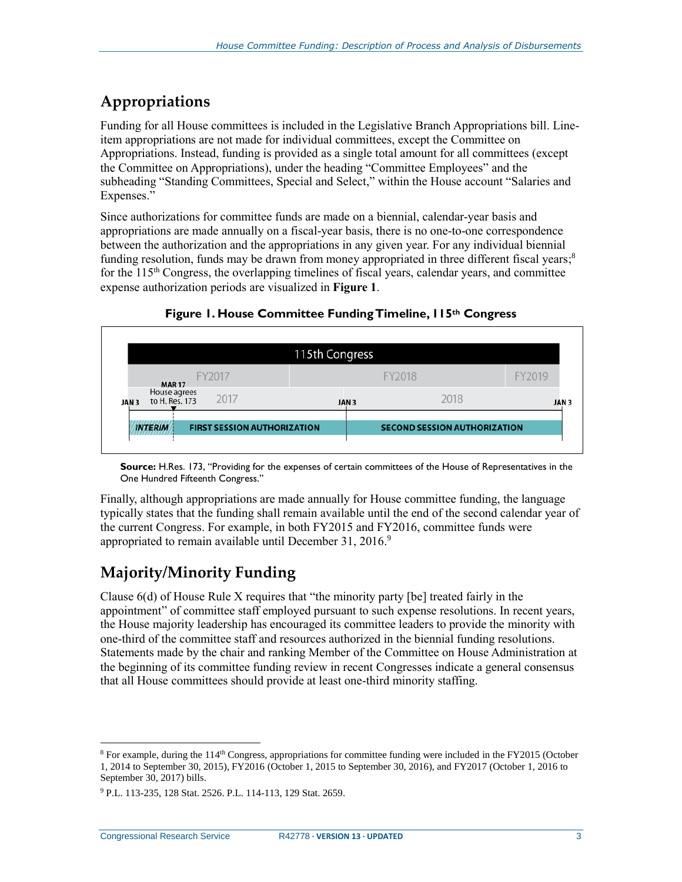## Appropriations

Funding for all House committees is included in the Legislative Branch Appropriations bill. Line-item appropriations are not made for individual committees, except the Committee on Appropriations. Instead, funding is provided as a single total amount for all committees (except the Committee on Appropriations), under the heading "Committee Employees" and the subheading "Standing Committees, Special and Select," within the House account "Salaries and Expenses."

Since authorizations for committee funds are made on a biennial, calendar-year basis and appropriations are made annually on a fiscal-year basis, there is no one-to-one correspondence between the authorization and the appropriations in any given year. For any individual biennial funding resolution, funds may be drawn from money appropriated in three different fiscal years;[8] for the 115th Congress, the overlapping timelines of fiscal years, calendar years, and committee expense authorization periods are visualized in **Figure 1**.

**Figure 1. House Committee Funding Timeline, 115th Congress**

115th Congress

FY2017 | FY2018 | FY2019

JAN 3 | MAR 17 House agrees to H. Res. 173 | 2017 | JAN 3 | 2018 | JAN 3

INTERIM | FIRST SESSION AUTHORIZATION | SECOND SESSION AUTHORIZATION

**Source:** H.Res. 173, "Providing for the expenses of certain committees of the House of Representatives in the One Hundred Fifteenth Congress."

Finally, although appropriations are made annually for House committee funding, the language typically states that the funding shall remain available until the end of the second calendar year of the current Congress. For example, in both FY2015 and FY2016, committee funds were appropriated to remain available until December 31, 2016.[9]

## Majority/Minority Funding

Clause 6(d) of House Rule X requires that "the minority party [be] treated fairly in the appointment" of committee staff employed pursuant to such expense resolutions. In recent years, the House majority leadership has encouraged its committee leaders to provide the minority with one-third of the committee staff and resources authorized in the biennial funding resolutions. Statements made by the chair and ranking Member of the Committee on House Administration at the beginning of its committee funding review in recent Congresses indicate a general consensus that all House committees should provide at least one-third minority staffing.

---

[8] For example, during the 114th Congress, appropriations for committee funding were included in the FY2015 (October 1, 2014 to September 30, 2015), FY2016 (October 1, 2015 to September 30, 2016), and FY2017 (October 1, 2016 to September 30, 2017) bills.

[9] P.L. 113-235, 128 Stat. 2526. P.L. 114-113, 129 Stat. 2659.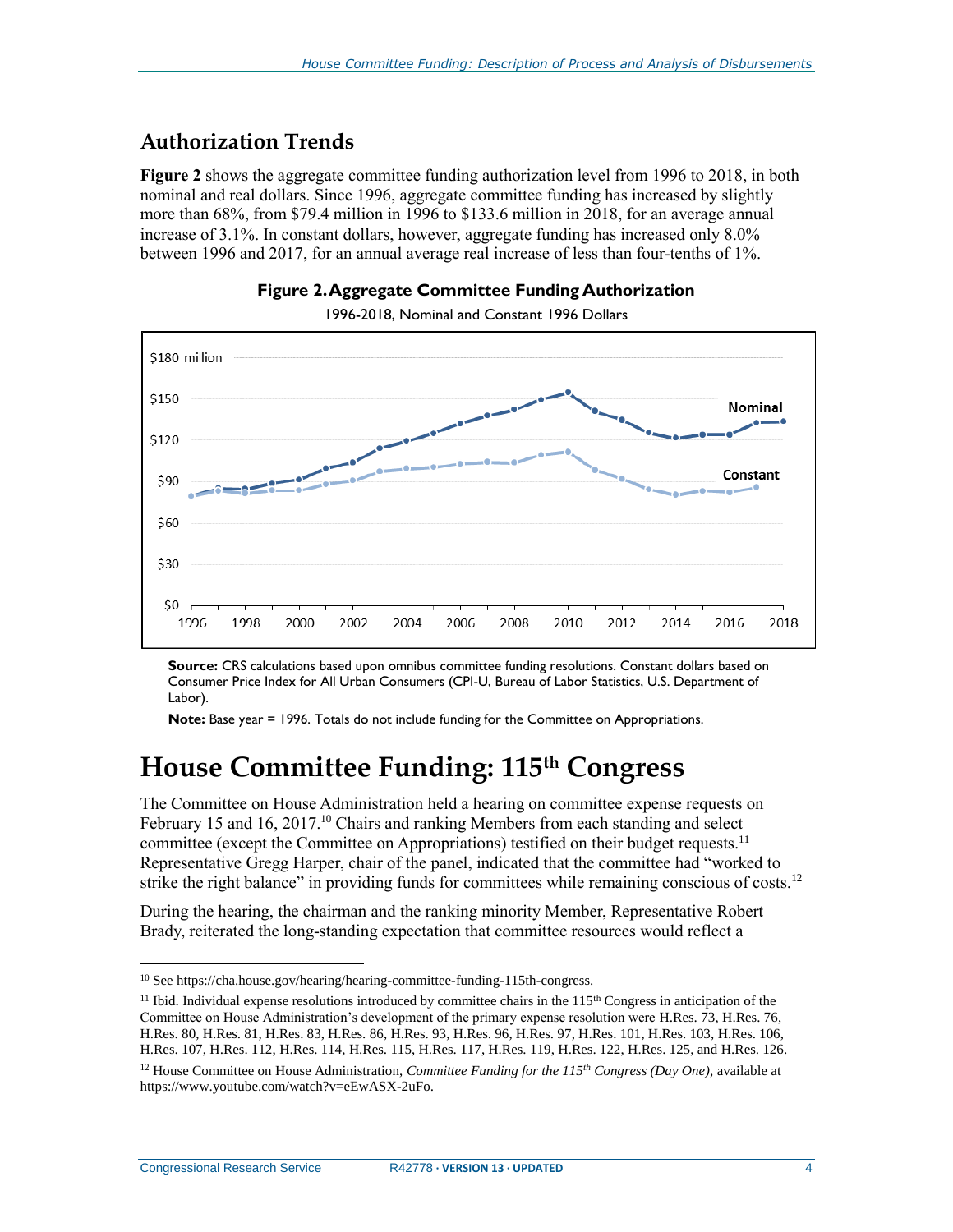## Authorization Trends

**Figure 2** shows the aggregate committee funding authorization level from 1996 to 2018, in both nominal and real dollars. Since 1996, aggregate committee funding has increased by slightly more than 68%, from $79.4 million in 1996 to $133.6 million in 2018, for an average annual increase of 3.1%. In constant dollars, however, aggregate funding has increased only 8.0% between 1996 and 2017, for an annual average real increase of less than four-tenths of 1%.

**Figure 2. Aggregate Committee Funding Authorization**

1996-2018, Nominal and Constant 1996 Dollars

**Source:** CRS calculations based upon omnibus committee funding resolutions. Constant dollars based on Consumer Price Index for All Urban Consumers (CPI-U, Bureau of Labor Statistics, U.S. Department of Labor).

**Note:** Base year = 1996. Totals do not include funding for the Committee on Appropriations.

# House Committee Funding: 115th Congress

The Committee on House Administration held a hearing on committee expense requests on February 15 and 16, 2017.[10] Chairs and ranking Members from each standing and select committee (except the Committee on Appropriations) testified on their budget requests.[11] Representative Gregg Harper, chair of the panel, indicated that the committee had "worked to strike the right balance" in providing funds for committees while remaining conscious of costs.[12]

During the hearing, the chairman and the ranking minority Member, Representative Robert Brady, reiterated the long-standing expectation that committee resources would reflect a

---

[10] See https://cha.house.gov/hearing/hearing-committee-funding-115th-congress.

[11] Ibid. Individual expense resolutions introduced by committee chairs in the 115th Congress in anticipation of the Committee on House Administration's development of the primary expense resolution were H.Res. 73, H.Res. 76, H.Res. 80, H.Res. 81, H.Res. 83, H.Res. 86, H.Res. 93, H.Res. 96, H.Res. 97, H.Res. 101, H.Res. 103, H.Res. 106, H.Res. 107, H.Res. 112, H.Res. 114, H.Res. 115, H.Res. 117, H.Res. 119, H.Res. 122, H.Res. 125, and H.Res. 126.

[12] House Committee on House Administration, *Committee Funding for the 115th Congress (Day One)*, available at https://www.youtube.com/watch?v=eEwASX-2uFo.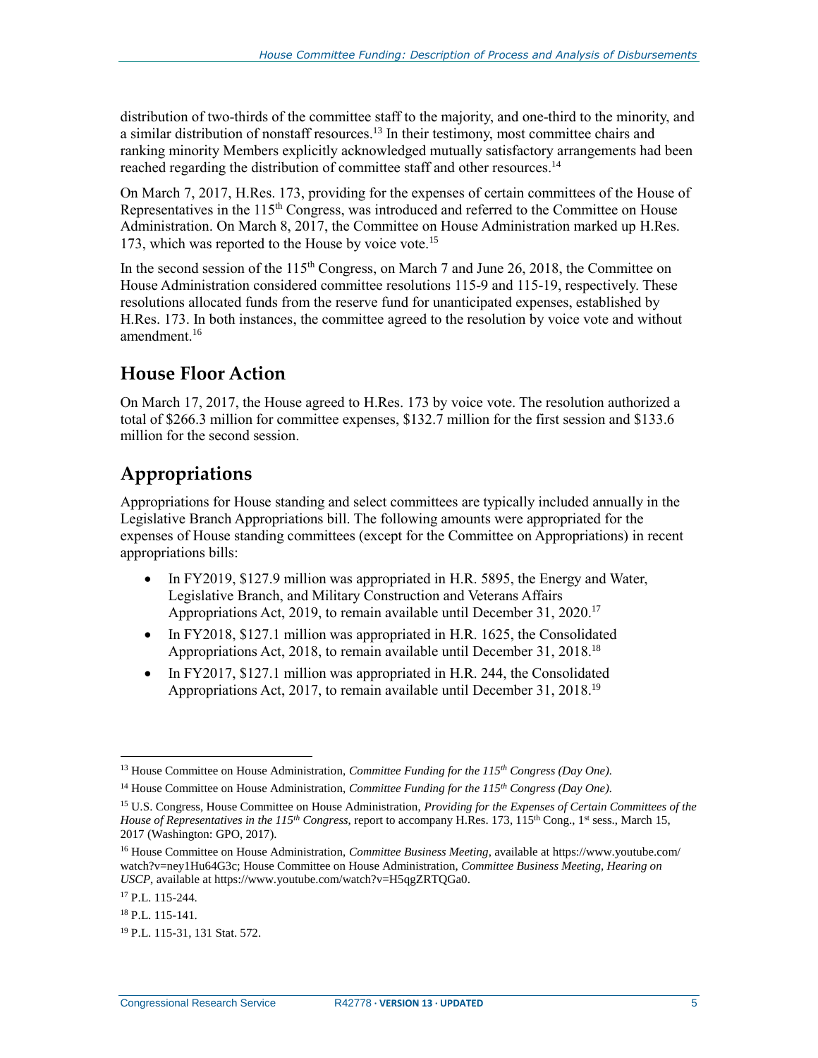distribution of two-thirds of the committee staff to the majority, and one-third to the minority, and a similar distribution of nonstaff resources.[13] In their testimony, most committee chairs and ranking minority Members explicitly acknowledged mutually satisfactory arrangements had been reached regarding the distribution of committee staff and other resources.[14]

On March 7, 2017, H.Res. 173, providing for the expenses of certain committees of the House of Representatives in the 115th Congress, was introduced and referred to the Committee on House Administration. On March 8, 2017, the Committee on House Administration marked up H.Res. 173, which was reported to the House by voice vote.[15]

In the second session of the 115th Congress, on March 7 and June 26, 2018, the Committee on House Administration considered committee resolutions 115-9 and 115-19, respectively. These resolutions allocated funds from the reserve fund for unanticipated expenses, established by H.Res. 173. In both instances, the committee agreed to the resolution by voice vote and without amendment.[16]

## House Floor Action

On March 17, 2017, the House agreed to H.Res. 173 by voice vote. The resolution authorized a total of $266.3 million for committee expenses, $132.7 million for the first session and $133.6 million for the second session.

## Appropriations

Appropriations for House standing and select committees are typically included annually in the Legislative Branch Appropriations bill. The following amounts were appropriated for the expenses of House standing committees (except for the Committee on Appropriations) in recent appropriations bills:

- In FY2019, $127.9 million was appropriated in H.R. 5895, the Energy and Water, Legislative Branch, and Military Construction and Veterans Affairs Appropriations Act, 2019, to remain available until December 31, 2020.[17]
- In FY2018, $127.1 million was appropriated in H.R. 1625, the Consolidated Appropriations Act, 2018, to remain available until December 31, 2018.[18]
- In FY2017, $127.1 million was appropriated in H.R. 244, the Consolidated Appropriations Act, 2017, to remain available until December 31, 2018.[19]

---

[13] House Committee on House Administration, *Committee Funding for the 115th Congress (Day One)*.

[14] House Committee on House Administration, *Committee Funding for the 115th Congress (Day One)*.

[15] U.S. Congress, House Committee on House Administration, *Providing for the Expenses of Certain Committees of the House of Representatives in the 115th Congress*, report to accompany H.Res. 173, 115th Cong., 1st sess., March 15, 2017 (Washington: GPO, 2017).

[16] House Committee on House Administration, *Committee Business Meeting*, available at https://www.youtube.com/watch?v=ney1Hu64G3c; House Committee on House Administration, *Committee Business Meeting, Hearing on USCP*, available at https://www.youtube.com/watch?v=H5qgZRTQGa0.

[17] P.L. 115-244.

[18] P.L. 115-141.

[19] P.L. 115-31, 131 Stat. 572.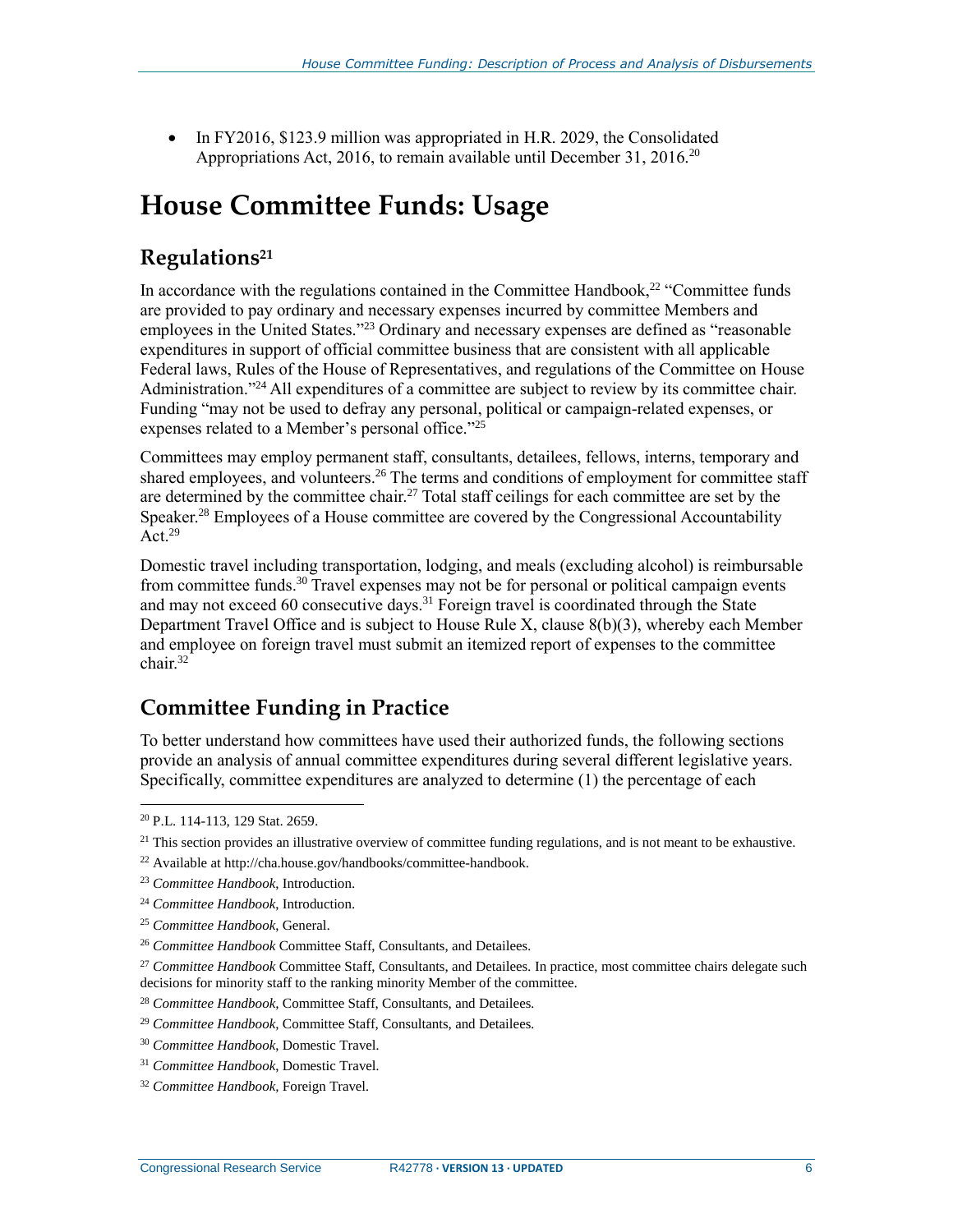- In FY2016, $123.9 million was appropriated in H.R. 2029, the Consolidated Appropriations Act, 2016, to remain available until December 31, 2016.[20]

# House Committee Funds: Usage

## Regulations[21]

In accordance with the regulations contained in the Committee Handbook,[22] "Committee funds are provided to pay ordinary and necessary expenses incurred by committee Members and employees in the United States."[23] Ordinary and necessary expenses are defined as "reasonable expenditures in support of official committee business that are consistent with all applicable Federal laws, Rules of the House of Representatives, and regulations of the Committee on House Administration."[24] All expenditures of a committee are subject to review by its committee chair. Funding "may not be used to defray any personal, political or campaign-related expenses, or expenses related to a Member's personal office."[25]

Committees may employ permanent staff, consultants, detailees, fellows, interns, temporary and shared employees, and volunteers.[26] The terms and conditions of employment for committee staff are determined by the committee chair.[27] Total staff ceilings for each committee are set by the Speaker.[28] Employees of a House committee are covered by the Congressional Accountability Act.[29]

Domestic travel including transportation, lodging, and meals (excluding alcohol) is reimbursable from committee funds.[30] Travel expenses may not be for personal or political campaign events and may not exceed 60 consecutive days.[31] Foreign travel is coordinated through the State Department Travel Office and is subject to House Rule X, clause 8(b)(3), whereby each Member and employee on foreign travel must submit an itemized report of expenses to the committee chair.[32]

## Committee Funding in Practice

To better understand how committees have used their authorized funds, the following sections provide an analysis of annual committee expenditures during several different legislative years. Specifically, committee expenditures are analyzed to determine (1) the percentage of each

---

[20] P.L. 114-113, 129 Stat. 2659.

[21] This section provides an illustrative overview of committee funding regulations, and is not meant to be exhaustive.

[22] Available at http://cha.house.gov/handbooks/committee-handbook.

[23] *Committee Handbook*, Introduction.

[24] *Committee Handbook*, Introduction.

[25] *Committee Handbook*, General.

[26] *Committee Handbook* Committee Staff, Consultants, and Detailees.

[27] *Committee Handbook* Committee Staff, Consultants, and Detailees. In practice, most committee chairs delegate such decisions for minority staff to the ranking minority Member of the committee.

[28] *Committee Handbook*, Committee Staff, Consultants, and Detailees.

[29] *Committee Handbook*, Committee Staff, Consultants, and Detailees.

[30] *Committee Handbook*, Domestic Travel.

[31] *Committee Handbook*, Domestic Travel.

[32] *Committee Handbook*, Foreign Travel.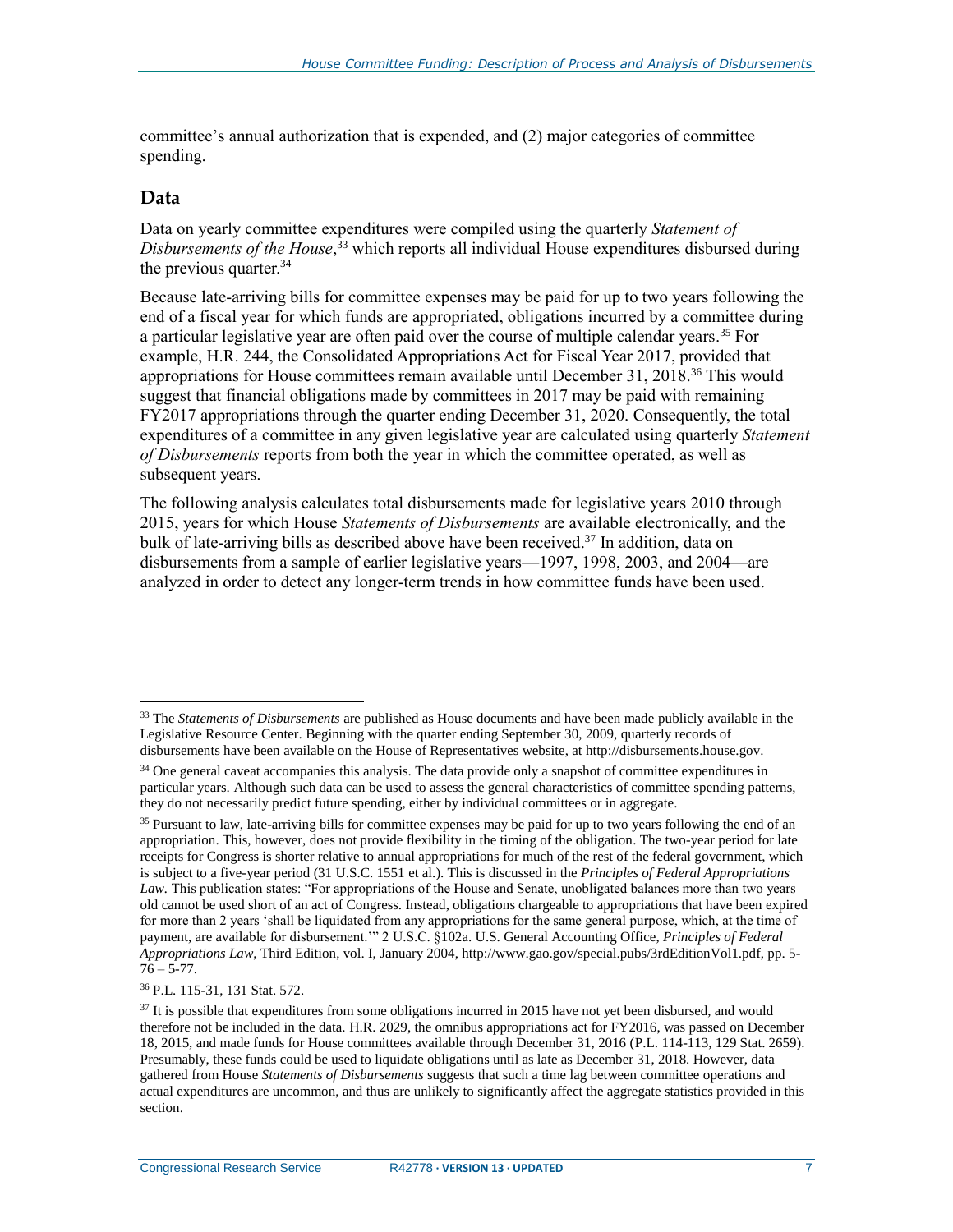committee's annual authorization that is expended, and (2) major categories of committee spending.

## Data

Data on yearly committee expenditures were compiled using the quarterly *Statement of Disbursements of the House*,[33] which reports all individual House expenditures disbursed during the previous quarter.[34]

Because late-arriving bills for committee expenses may be paid for up to two years following the end of a fiscal year for which funds are appropriated, obligations incurred by a committee during a particular legislative year are often paid over the course of multiple calendar years.[35] For example, H.R. 244, the Consolidated Appropriations Act for Fiscal Year 2017, provided that appropriations for House committees remain available until December 31, 2018.[36] This would suggest that financial obligations made by committees in 2017 may be paid with remaining FY2017 appropriations through the quarter ending December 31, 2020. Consequently, the total expenditures of a committee in any given legislative year are calculated using quarterly *Statement of Disbursements* reports from both the year in which the committee operated, as well as subsequent years.

The following analysis calculates total disbursements made for legislative years 2010 through 2015, years for which House *Statements of Disbursements* are available electronically, and the bulk of late-arriving bills as described above have been received.[37] In addition, data on disbursements from a sample of earlier legislative years—1997, 1998, 2003, and 2004—are analyzed in order to detect any longer-term trends in how committee funds have been used.

---

[33] The *Statements of Disbursements* are published as House documents and have been made publicly available in the Legislative Resource Center. Beginning with the quarter ending September 30, 2009, quarterly records of disbursements have been available on the House of Representatives website, at http://disbursements.house.gov.

[34] One general caveat accompanies this analysis. The data provide only a snapshot of committee expenditures in particular years. Although such data can be used to assess the general characteristics of committee spending patterns, they do not necessarily predict future spending, either by individual committees or in aggregate.

[35] Pursuant to law, late-arriving bills for committee expenses may be paid for up to two years following the end of an appropriation. This, however, does not provide flexibility in the timing of the obligation. The two-year period for late receipts for Congress is shorter relative to annual appropriations for much of the rest of the federal government, which is subject to a five-year period (31 U.S.C. 1551 et al.). This is discussed in the *Principles of Federal Appropriations Law*. This publication states: "For appropriations of the House and Senate, unobligated balances more than two years old cannot be used short of an act of Congress. Instead, obligations chargeable to appropriations that have been expired for more than 2 years 'shall be liquidated from any appropriations for the same general purpose, which, at the time of payment, are available for disbursement.'" 2 U.S.C. §102a. U.S. General Accounting Office, *Principles of Federal Appropriations Law*, Third Edition, vol. I, January 2004, http://www.gao.gov/special.pubs/3rdEditionVol1.pdf, pp. 5-76 – 5-77.

[36] P.L. 115-31, 131 Stat. 572.

[37] It is possible that expenditures from some obligations incurred in 2015 have not yet been disbursed, and would therefore not be included in the data. H.R. 2029, the omnibus appropriations act for FY2016, was passed on December 18, 2015, and made funds for House committees available through December 31, 2016 (P.L. 114-113, 129 Stat. 2659). Presumably, these funds could be used to liquidate obligations until as late as December 31, 2018. However, data gathered from House *Statements of Disbursements* suggests that such a time lag between committee operations and actual expenditures are uncommon, and thus are unlikely to significantly affect the aggregate statistics provided in this section.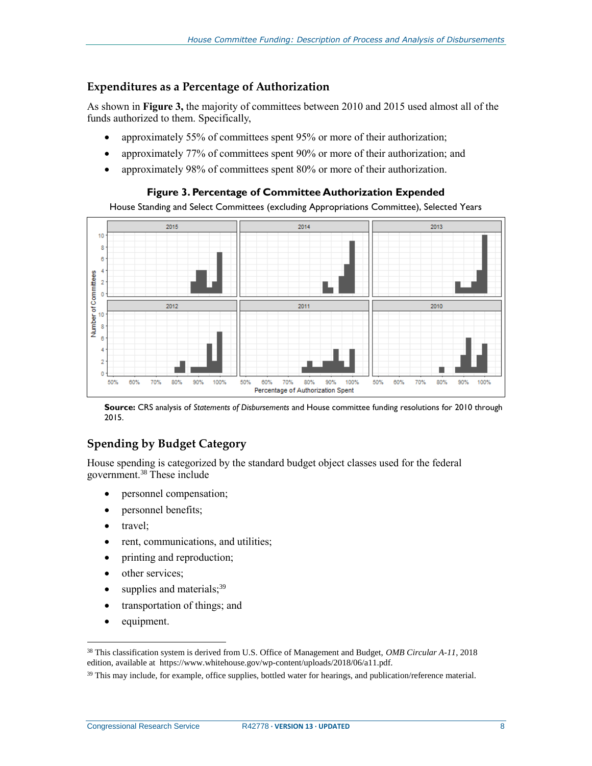## Expenditures as a Percentage of Authorization

As shown in **Figure 3,** the majority of committees between 2010 and 2015 used almost all of the funds authorized to them. Specifically,

- approximately 55% of committees spent 95% or more of their authorization;
- approximately 77% of committees spent 90% or more of their authorization; and
- approximately 98% of committees spent 80% or more of their authorization.

**Figure 3. Percentage of Committee Authorization Expended**

House Standing and Select Committees (excluding Appropriations Committee), Selected Years

**Source:** CRS analysis of *Statements of Disbursements* and House committee funding resolutions for 2010 through 2015.

## Spending by Budget Category

House spending is categorized by the standard budget object classes used for the federal government.[38] These include

- personnel compensation;
- personnel benefits;
- travel;
- rent, communications, and utilities;
- printing and reproduction;
- other services;
- supplies and materials;[39]
- transportation of things; and
- equipment.

---

[38] This classification system is derived from U.S. Office of Management and Budget, *OMB Circular A-11*, 2018 edition, available at https://www.whitehouse.gov/wp-content/uploads/2018/06/a11.pdf.

[39] This may include, for example, office supplies, bottled water for hearings, and publication/reference material.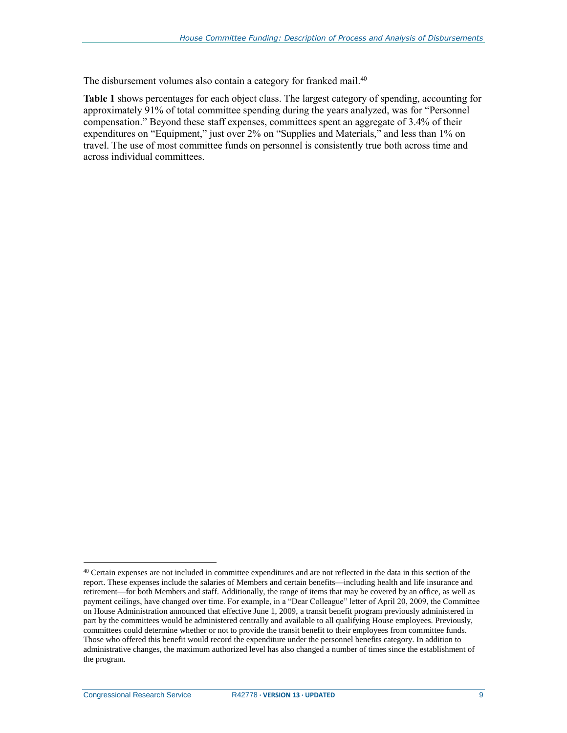The disbursement volumes also contain a category for franked mail.[40]

**Table 1** shows percentages for each object class. The largest category of spending, accounting for approximately 91% of total committee spending during the years analyzed, was for "Personnel compensation." Beyond these staff expenses, committees spent an aggregate of 3.4% of their expenditures on "Equipment," just over 2% on "Supplies and Materials," and less than 1% on travel. The use of most committee funds on personnel is consistently true both across time and across individual committees.

---

[40] Certain expenses are not included in committee expenditures and are not reflected in the data in this section of the report. These expenses include the salaries of Members and certain benefits—including health and life insurance and retirement—for both Members and staff. Additionally, the range of items that may be covered by an office, as well as payment ceilings, have changed over time. For example, in a "Dear Colleague" letter of April 20, 2009, the Committee on House Administration announced that effective June 1, 2009, a transit benefit program previously administered in part by the committees would be administered centrally and available to all qualifying House employees. Previously, committees could determine whether or not to provide the transit benefit to their employees from committee funds. Those who offered this benefit would record the expenditure under the personnel benefits category. In addition to administrative changes, the maximum authorized level has also changed a number of times since the establishment of the program.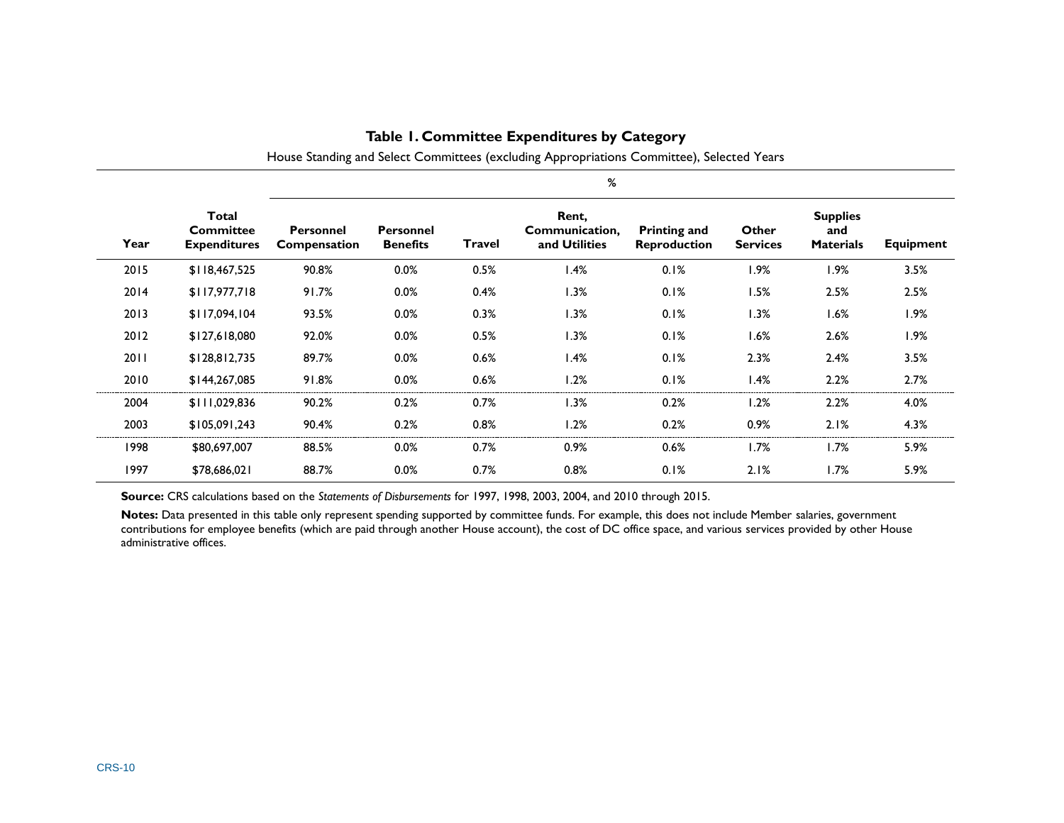**Table 1. Committee Expenditures by Category**

House Standing and Select Committees (excluding Appropriations Committee), Selected Years

| | | % | | | | | | | |
|---|---|---|---|---|---|---|---|---|---|
| Year | Total Committee Expenditures | Personnel Compensation | Personnel Benefits | Travel | Rent, Communication, and Utilities | Printing and Reproduction | Other Services | Supplies and Materials | Equipment |
| 2015 | $118,467,525 | 90.8% | 0.0% | 0.5% | 1.4% | 0.1% | 1.9% | 1.9% | 3.5% |
| 2014 | $117,977,718 | 91.7% | 0.0% | 0.4% | 1.3% | 0.1% | 1.5% | 2.5% | 2.5% |
| 2013 | $117,094,104 | 93.5% | 0.0% | 0.3% | 1.3% | 0.1% | 1.3% | 1.6% | 1.9% |
| 2012 | $127,618,080 | 92.0% | 0.0% | 0.5% | 1.3% | 0.1% | 1.6% | 2.6% | 1.9% |
| 2011 | $128,812,735 | 89.7% | 0.0% | 0.6% | 1.4% | 0.1% | 2.3% | 2.4% | 3.5% |
| 2010 | $144,267,085 | 91.8% | 0.0% | 0.6% | 1.2% | 0.1% | 1.4% | 2.2% | 2.7% |
| 2004 | $111,029,836 | 90.2% | 0.2% | 0.7% | 1.3% | 0.2% | 1.2% | 2.2% | 4.0% |
| 2003 | $105,091,243 | 90.4% | 0.2% | 0.8% | 1.2% | 0.2% | 0.9% | 2.1% | 4.3% |
| 1998 | $80,697,007 | 88.5% | 0.0% | 0.7% | 0.9% | 0.6% | 1.7% | 1.7% | 5.9% |
| 1997 | $78,686,021 | 88.7% | 0.0% | 0.7% | 0.8% | 0.1% | 2.1% | 1.7% | 5.9% |

**Source:** CRS calculations based on the *Statements of Disbursements* for 1997, 1998, 2003, 2004, and 2010 through 2015.

**Notes:** Data presented in this table only represent spending supported by committee funds. For example, this does not include Member salaries, government contributions for employee benefits (which are paid through another House account), the cost of DC office space, and various services provided by other House administrative offices.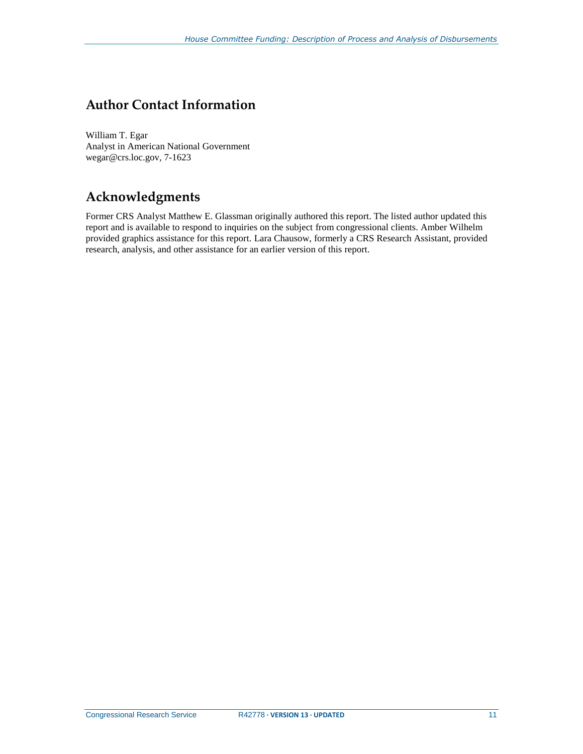## Author Contact Information

William T. Egar
Analyst in American National Government
wegar@crs.loc.gov, 7-1623

## Acknowledgments

Former CRS Analyst Matthew E. Glassman originally authored this report. The listed author updated this report and is available to respond to inquiries on the subject from congressional clients. Amber Wilhelm provided graphics assistance for this report. Lara Chausow, formerly a CRS Research Assistant, provided research, analysis, and other assistance for an earlier version of this report.